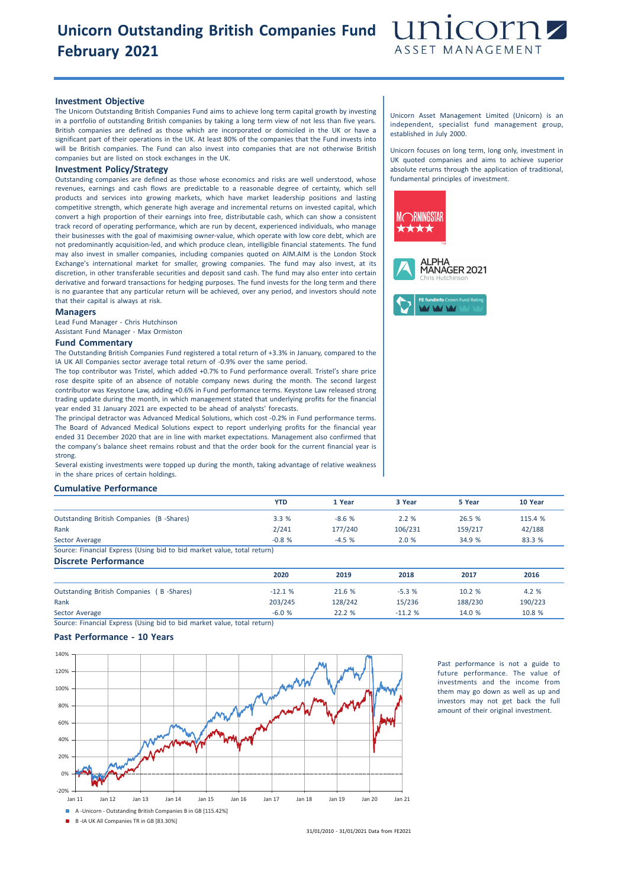# Unicorn Outstanding British Companies Fund February 2021

## Investment Objective

The Unicorn Outstanding British Companies Fund aims to achieve long term capital growth by investing in a portfolio of outstanding British companies by taking a long term view of not less than five years. British companies are defined as those which are incorporated or domiciled in the UK or have a significant part of their operations in the UK. At least 80% of the companies that the Fund invests into will be British companies. The Fund can also invest into companies that are not otherwise British companies but are listed on stock exchanges in the UK.

## Investment Policy/Strategy

Outstanding companies are defined as those whose economics and risks are well understood, whose revenues, earnings and cash flows are predictable to a reasonable degree of certainty, which sell products and services into growing markets, which have market leadership positions and lasting competitive strength, which generate high average and incremental returns on invested capital, which convert a high proportion of their earnings into free, distributable cash, which can show a consistent track record of operating performance, which are run by decent, experienced individuals, who manage their businesses with the goal of maximising owner-value, which operate with low core debt, which are not predominantly acquisition-led, and which produce clean, intelligible financial statements. The fund may also invest in smaller companies, including companies quoted on AIM.AIM is the London Stock Exchange's international market for smaller, growing companies. The fund may also invest, at its discretion, in other transferable securities and deposit sand cash. The fund may also enter into certain derivative and forward transactions for hedging purposes. The fund invests for the long term and there is no guarantee that any particular return will be achieved, over any period, and investors should note that their capital is always at risk.

## Managers

Lead Fund Manager - Chris Hutchinson

Assistant Fund Manager - Max Ormiston

## Fund Commentary

The Outstanding British Companies Fund registered a total return of +3.3% in January, compared to the IA UK All Companies sector average total return of -0.9% over the same period.

The top contributor was Tristel, which added +0.7% to Fund performance overall. Tristel's share price rose despite spite of an absence of notable company news during the month. The second largest contributor was Keystone Law, adding +0.6% in Fund performance terms. Keystone Law released strong trading update during the month, in which management stated that underlying profits for the financial year ended 31 January 2021 are expected to be ahead of analysts' forecasts.

The principal detractor was Advanced Medical Solutions, which cost -0.2% in Fund performance terms. The Board of Advanced Medical Solutions expect to report underlying profits for the financial year ended 31 December 2020 that are in line with market expectations. Management also confirmed that the company's balance sheet remains robust and that the order book for the current financial year is strong.

Several existing investments were topped up during the month, taking advantage of relative weakness in the share prices of certain holdings.

Unicorn Asset Management Limited (Unicorn) is an independent, specialist fund management group, established in July 2000.

Unicorn focuses on long term, long only, investment in UK quoted companies and aims to achieve superior absolute returns through the application of traditional, fundamental principles of investment.

MORNINGSTAR ★★★★

ALPHA MANAGER 2021 Chris Hutchinson

FE fundinfo Crown Fund Rating

## Cumulative Performance

| | YTD | 1 Year | 3 Year | 5 Year | 10 Year |
|---|---|---|---|---|---|
| Outstanding British Companies (B -Shares) | 3.3 % | -8.6 % | 2.2 % | 26.5 % | 115.4 % |
| Rank | 2/241 | 177/240 | 106/231 | 159/217 | 42/188 |
| Sector Average | -0.8 % | -4.5 % | 2.0 % | 34.9 % | 83.3 % |

Source: Financial Express (Using bid to bid market value, total return)

## Discrete Performance

| | 2020 | 2019 | 2018 | 2017 | 2016 |
|---|---|---|---|---|---|
| Outstanding British Companies ( B -Shares) | -12.1 % | 21.6 % | -5.3 % | 10.2 % | 4.2 % |
| Rank | 203/245 | 128/242 | 15/236 | 188/230 | 190/223 |
| Sector Average | -6.0 % | 22.2 % | -11.2 % | 14.0 % | 10.8 % |

Source: Financial Express (Using bid to bid market value, total return)

## Past Performance - 10 Years

A -Unicorn - Outstanding British Companies B in GB [115.42%]

B -IA UK All Companies TR in GB [83.30%]

31/01/2010 - 31/01/2021 Data from FE2021

Past performance is not a guide to future performance. The value of investments and the income from them may go down as well as up and investors may not get back the full amount of their original investment.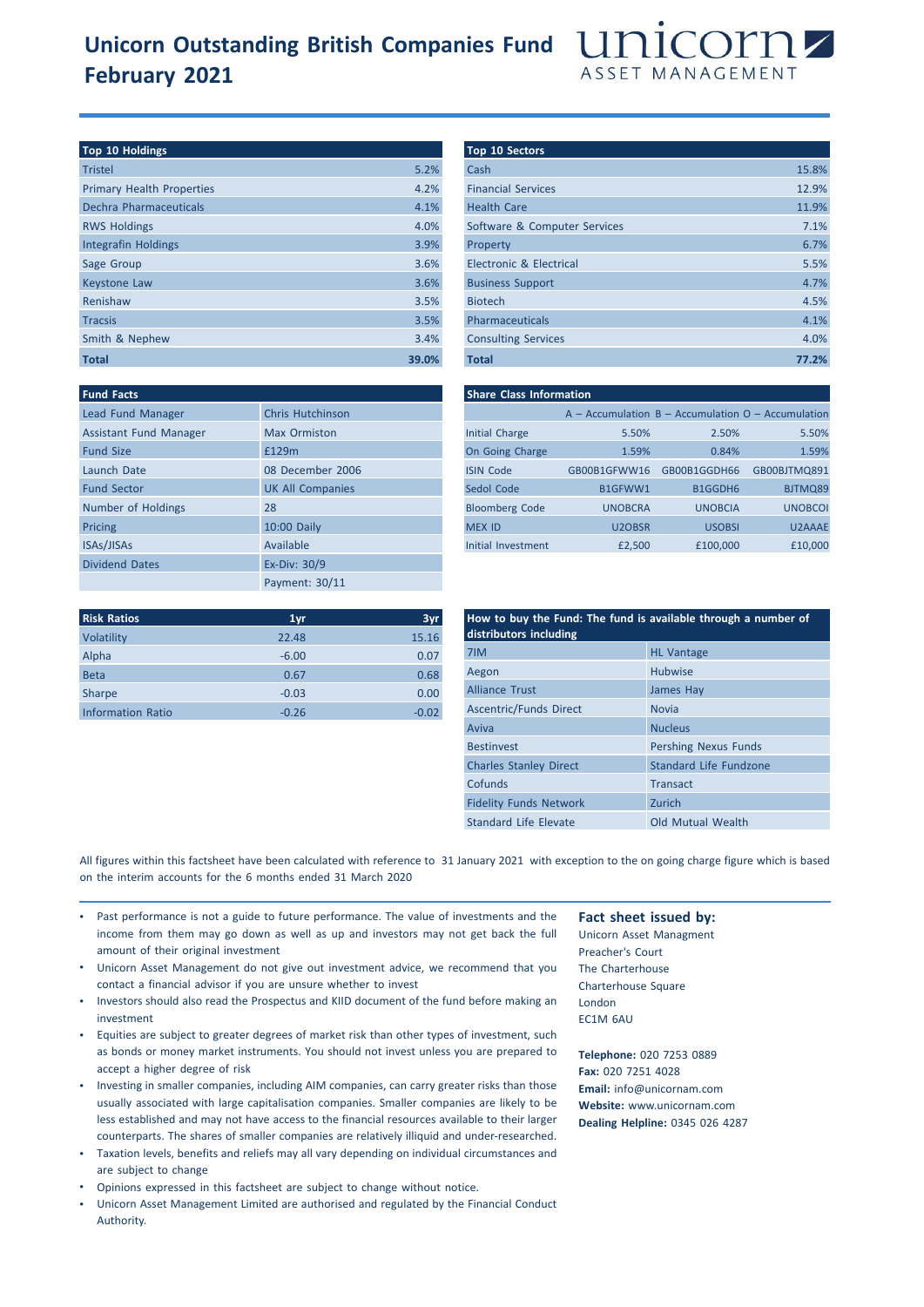# Unicorn Outstanding British Companies Fund February 2021

| Top 10 Holdings | |
|---|---|
| Tristel | 5.2% |
| Primary Health Properties | 4.2% |
| Dechra Pharmaceuticals | 4.1% |
| RWS Holdings | 4.0% |
| Integrafin Holdings | 3.9% |
| Sage Group | 3.6% |
| Keystone Law | 3.6% |
| Renishaw | 3.5% |
| Tracsis | 3.5% |
| Smith & Nephew | 3.4% |
| **Total** | **39.0%** |

| Top 10 Sectors | |
|---|---|
| Cash | 15.8% |
| Financial Services | 12.9% |
| Health Care | 11.9% |
| Software & Computer Services | 7.1% |
| Property | 6.7% |
| Electronic & Electrical | 5.5% |
| Business Support | 4.7% |
| Biotech | 4.5% |
| Pharmaceuticals | 4.1% |
| Consulting Services | 4.0% |
| **Total** | **77.2%** |

| Fund Facts | |
|---|---|
| Lead Fund Manager | Chris Hutchinson |
| Assistant Fund Manager | Max Ormiston |
| Fund Size | £129m |
| Launch Date | 08 December 2006 |
| Fund Sector | UK All Companies |
| Number of Holdings | 28 |
| Pricing | 10:00 Daily |
| ISAs/JISAs | Available |
| Dividend Dates | Ex-Div: 30/9 |
| | Payment: 30/11 |

| Share Class Information | A – Accumulation | B – Accumulation | O – Accumulation |
|---|---|---|---|
| Initial Charge | 5.50% | 2.50% | 5.50% |
| On Going Charge | 1.59% | 0.84% | 1.59% |
| ISIN Code | GB00B1GFWW16 | GB00B1GGDH66 | GB00BJTMQ891 |
| Sedol Code | B1GFWW1 | B1GGDH6 | BJTMQ89 |
| Bloomberg Code | UNOBCRA | UNOBCIA | UNOBCOI |
| MEX ID | U2OBSR | USOBSI | U2AAAE |
| Initial Investment | £2,500 | £100,000 | £10,000 |

| Risk Ratios | 1yr | 3yr |
|---|---|---|
| Volatility | 22.48 | 15.16 |
| Alpha | -6.00 | 0.07 |
| Beta | 0.67 | 0.68 |
| Sharpe | -0.03 | 0.00 |
| Information Ratio | -0.26 | -0.02 |

| How to buy the Fund: The fund is available through a number of distributors including | |
|---|---|
| 7IM | HL Vantage |
| Aegon | Hubwise |
| Alliance Trust | James Hay |
| Ascentric/Funds Direct | Novia |
| Aviva | Nucleus |
| Bestinvest | Pershing Nexus Funds |
| Charles Stanley Direct | Standard Life Fundzone |
| Cofunds | Transact |
| Fidelity Funds Network | Zurich |
| Standard Life Elevate | Old Mutual Wealth |

All figures within this factsheet have been calculated with reference to 31 January 2021 with exception to the on going charge figure which is based on the interim accounts for the 6 months ended 31 March 2020

- Past performance is not a guide to future performance. The value of investments and the income from them may go down as well as up and investors may not get back the full amount of their original investment
- Unicorn Asset Management do not give out investment advice, we recommend that you contact a financial advisor if you are unsure whether to invest
- Investors should also read the Prospectus and KIID document of the fund before making an investment
- Equities are subject to greater degrees of market risk than other types of investment, such as bonds or money market instruments. You should not invest unless you are prepared to accept a higher degree of risk
- Investing in smaller companies, including AIM companies, can carry greater risks than those usually associated with large capitalisation companies. Smaller companies are likely to be less established and may not have access to the financial resources available to their larger counterparts. The shares of smaller companies are relatively illiquid and under-researched.
- Taxation levels, benefits and reliefs may all vary depending on individual circumstances and are subject to change
- Opinions expressed in this factsheet are subject to change without notice.
- Unicorn Asset Management Limited are authorised and regulated by the Financial Conduct Authority.

**Fact sheet issued by:**
Unicorn Asset Managment
Preacher's Court
The Charterhouse
Charterhouse Square
London
EC1M 6AU

**Telephone:** 020 7253 0889
**Fax:** 020 7251 4028
**Email:** info@unicornam.com
**Website:** www.unicornam.com
**Dealing Helpline:** 0345 026 4287